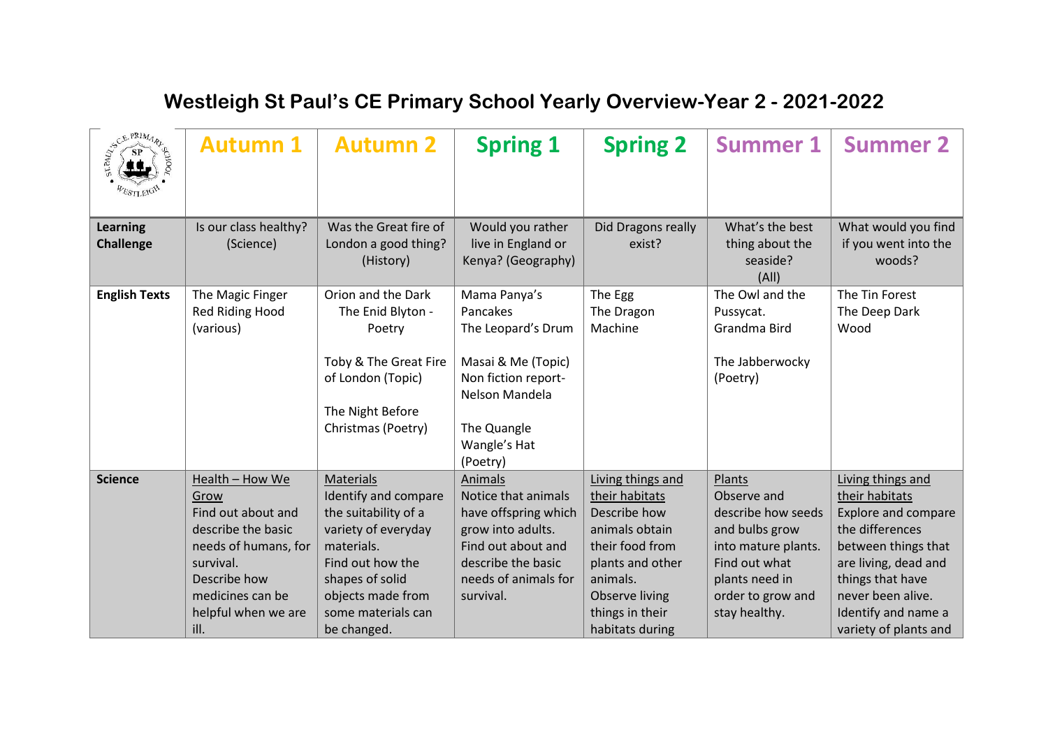# Westleigh St Paul's CE Primary School Yearly Overview-Year 2 - 2021-2022

| | Autumn 1 | Autumn 2 | Spring 1 | Spring 2 | Summer 1 | Summer 2 |
|---|---|---|---|---|---|---|
| **Learning Challenge** | Is our class healthy? (Science) | Was the Great fire of London a good thing? (History) | Would you rather live in England or Kenya? (Geography) | Did Dragons really exist? | What's the best thing about the seaside? (All) | What would you find if you went into the woods? |
| **English Texts** | The Magic Finger<br>Red Riding Hood (various) | Orion and the Dark<br>The Enid Blyton - Poetry<br><br>Toby & The Great Fire of London (Topic)<br><br>The Night Before Christmas (Poetry) | Mama Panya's Pancakes<br>The Leopard's Drum<br><br>Masai & Me (Topic)<br>Non fiction report- Nelson Mandela<br><br>The Quangle Wangle's Hat (Poetry) | The Egg<br>The Dragon Machine | The Owl and the Pussycat.<br>Grandma Bird<br><br>The Jabberwocky (Poetry) | The Tin Forest<br>The Deep Dark Wood |
| **Science** | Health – How We Grow<br>Find out about and describe the basic needs of humans, for survival.<br>Describe how medicines can be helpful when we are ill. | Materials<br>Identify and compare the suitability of a variety of everyday materials.<br>Find out how the shapes of solid objects made from some materials can be changed. | Animals<br>Notice that animals have offspring which grow into adults.<br>Find out about and describe the basic needs of animals for survival. | Living things and their habitats<br>Describe how animals obtain their food from plants and other animals.<br>Observe living things in their habitats during | Plants<br>Observe and describe how seeds and bulbs grow into mature plants.<br>Find out what plants need in order to grow and stay healthy. | Living things and their habitats<br>Explore and compare the differences between things that are living, dead and things that have never been alive.<br>Identify and name a variety of plants and |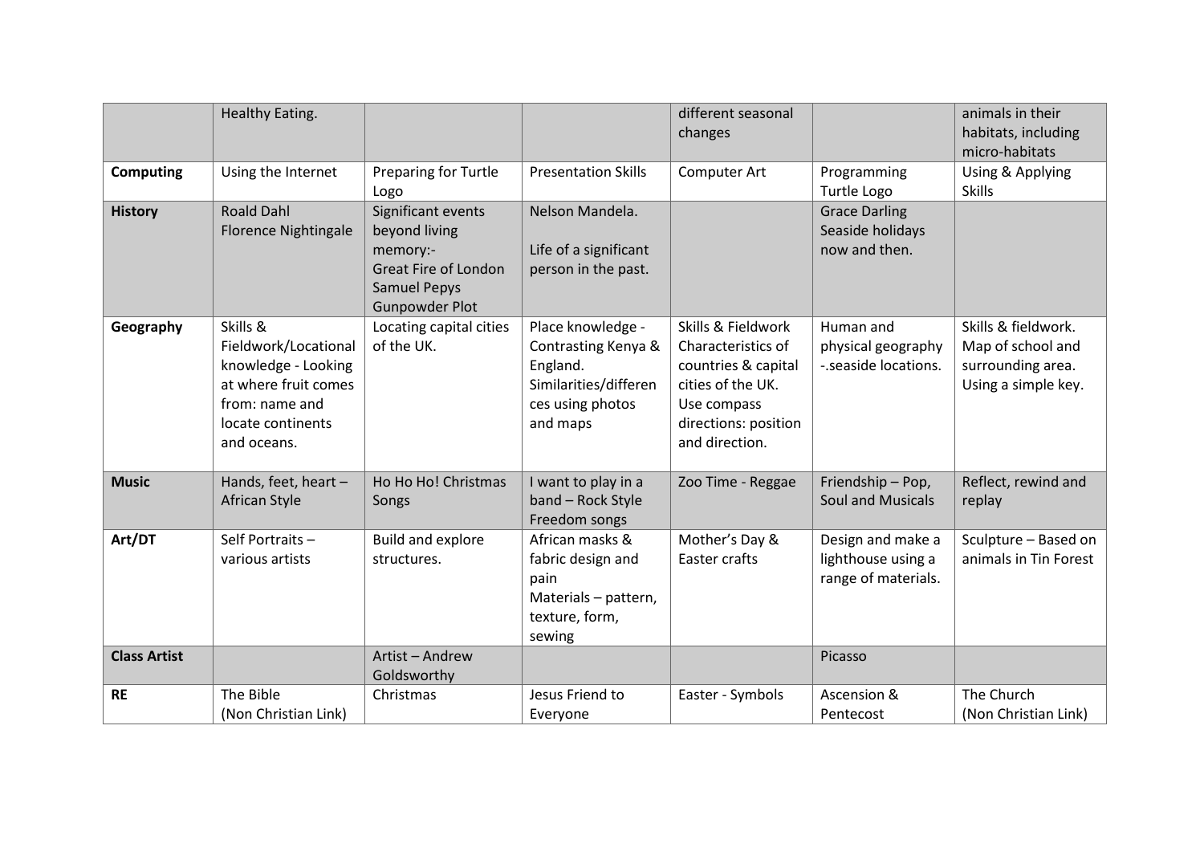| | | | | | | |
|---|---|---|---|---|---|---|
| | Healthy Eating. | | | different seasonal changes | | animals in their habitats, including micro-habitats |
| **Computing** | Using the Internet | Preparing for Turtle Logo | Presentation Skills | Computer Art | Programming Turtle Logo | Using & Applying Skills |
| **History** | Roald Dahl<br>Florence Nightingale | Significant events beyond living memory:-<br>Great Fire of London<br>Samuel Pepys<br>Gunpowder Plot | Nelson Mandela.<br><br>Life of a significant person in the past. | | Grace Darling<br>Seaside holidays now and then. | |
| **Geography** | Skills & Fieldwork/Locational knowledge - Looking at where fruit comes from: name and locate continents and oceans. | Locating capital cities of the UK. | Place knowledge - Contrasting Kenya & England. Similarities/differences using photos and maps | Skills & Fieldwork Characteristics of countries & capital cities of the UK. Use compass directions: position and direction. | Human and physical geography -.seaside locations. | Skills & fieldwork. Map of school and surrounding area. Using a simple key. |
| **Music** | Hands, feet, heart – African Style | Ho Ho Ho! Christmas Songs | I want to play in a band – Rock Style Freedom songs | Zoo Time - Reggae | Friendship – Pop, Soul and Musicals | Reflect, rewind and replay |
| **Art/DT** | Self Portraits – various artists | Build and explore structures. | African masks & fabric design and pain<br>Materials – pattern, texture, form, sewing | Mother's Day & Easter crafts | Design and make a lighthouse using a range of materials. | Sculpture – Based on animals in Tin Forest |
| **Class Artist** | | Artist – Andrew Goldsworthy | | | Picasso | |
| **RE** | The Bible<br>(Non Christian Link) | Christmas | Jesus Friend to Everyone | Easter - Symbols | Ascension & Pentecost | The Church<br>(Non Christian Link) |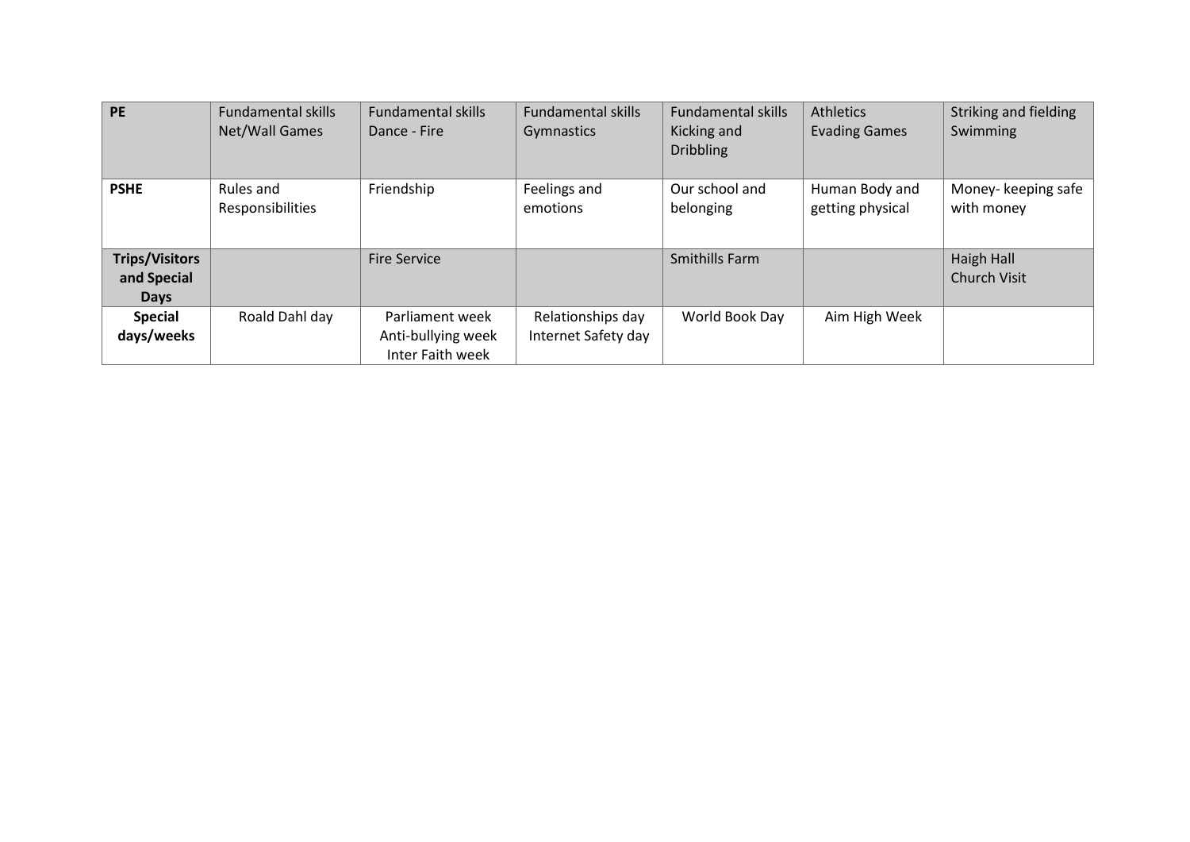| | | | | | | |
|---|---|---|---|---|---|---|
| **PE** | Fundamental skills Net/Wall Games | Fundamental skills Dance - Fire | Fundamental skills Gymnastics | Fundamental skills Kicking and Dribbling | Athletics Evading Games | Striking and fielding Swimming |
| **PSHE** | Rules and Responsibilities | Friendship | Feelings and emotions | Our school and belonging | Human Body and getting physical | Money- keeping safe with money |
| **Trips/Visitors and Special Days** | | Fire Service | | Smithills Farm | | Haigh Hall Church Visit |
| **Special days/weeks** | Roald Dahl day | Parliament week Anti-bullying week Inter Faith week | Relationships day Internet Safety day | World Book Day | Aim High Week | |